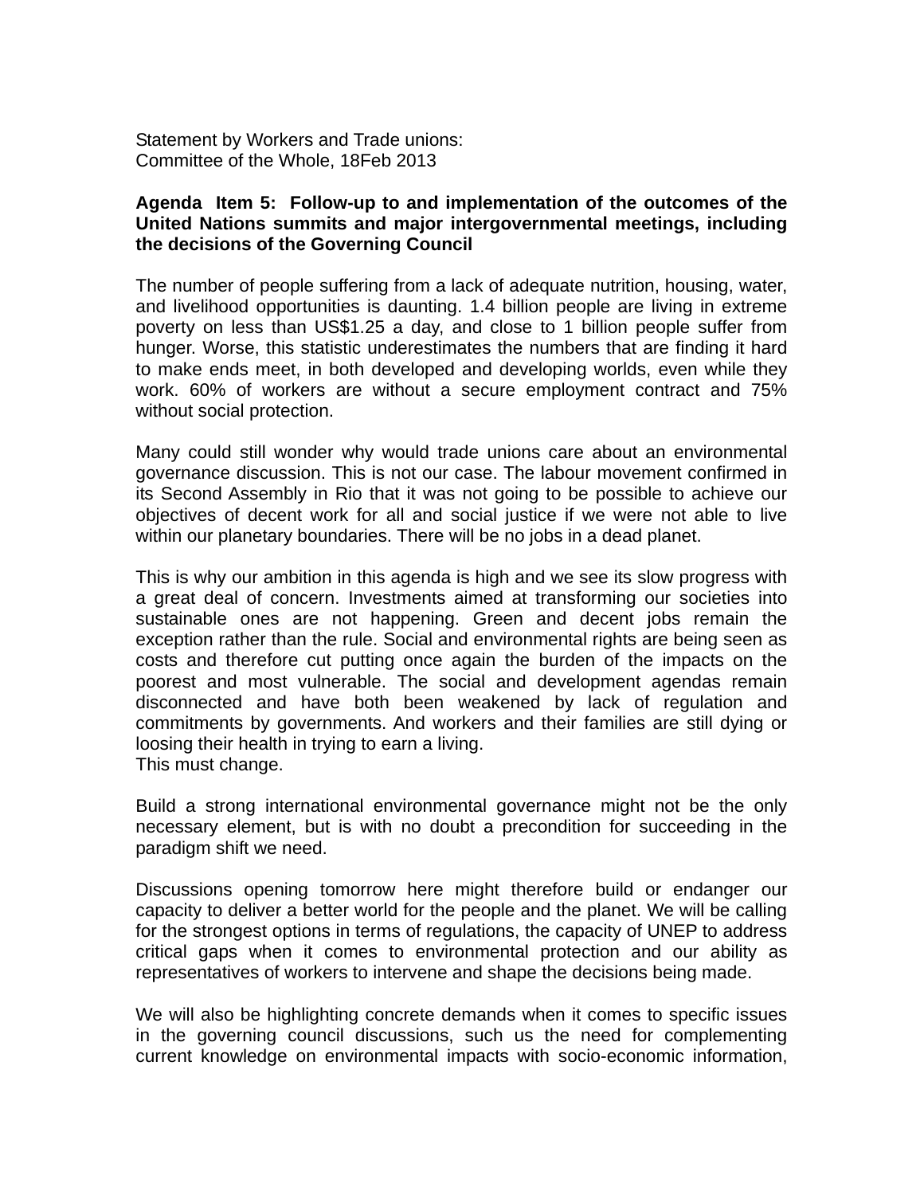Statement by Workers and Trade unions:
Committee of the Whole, 18Feb 2013

**Agenda Item 5: Follow-up to and implementation of the outcomes of the United Nations summits and major intergovernmental meetings, including the decisions of the Governing Council**

The number of people suffering from a lack of adequate nutrition, housing, water, and livelihood opportunities is daunting. 1.4 billion people are living in extreme poverty on less than US$1.25 a day, and close to 1 billion people suffer from hunger. Worse, this statistic underestimates the numbers that are finding it hard to make ends meet, in both developed and developing worlds, even while they work. 60% of workers are without a secure employment contract and 75% without social protection.

Many could still wonder why would trade unions care about an environmental governance discussion. This is not our case. The labour movement confirmed in its Second Assembly in Rio that it was not going to be possible to achieve our objectives of decent work for all and social justice if we were not able to live within our planetary boundaries. There will be no jobs in a dead planet.

This is why our ambition in this agenda is high and we see its slow progress with a great deal of concern. Investments aimed at transforming our societies into sustainable ones are not happening. Green and decent jobs remain the exception rather than the rule. Social and environmental rights are being seen as costs and therefore cut putting once again the burden of the impacts on the poorest and most vulnerable. The social and development agendas remain disconnected and have both been weakened by lack of regulation and commitments by governments. And workers and their families are still dying or loosing their health in trying to earn a living.
This must change.

Build a strong international environmental governance might not be the only necessary element, but is with no doubt a precondition for succeeding in the paradigm shift we need.

Discussions opening tomorrow here might therefore build or endanger our capacity to deliver a better world for the people and the planet. We will be calling for the strongest options in terms of regulations, the capacity of UNEP to address critical gaps when it comes to environmental protection and our ability as representatives of workers to intervene and shape the decisions being made.

We will also be highlighting concrete demands when it comes to specific issues in the governing council discussions, such us the need for complementing current knowledge on environmental impacts with socio-economic information,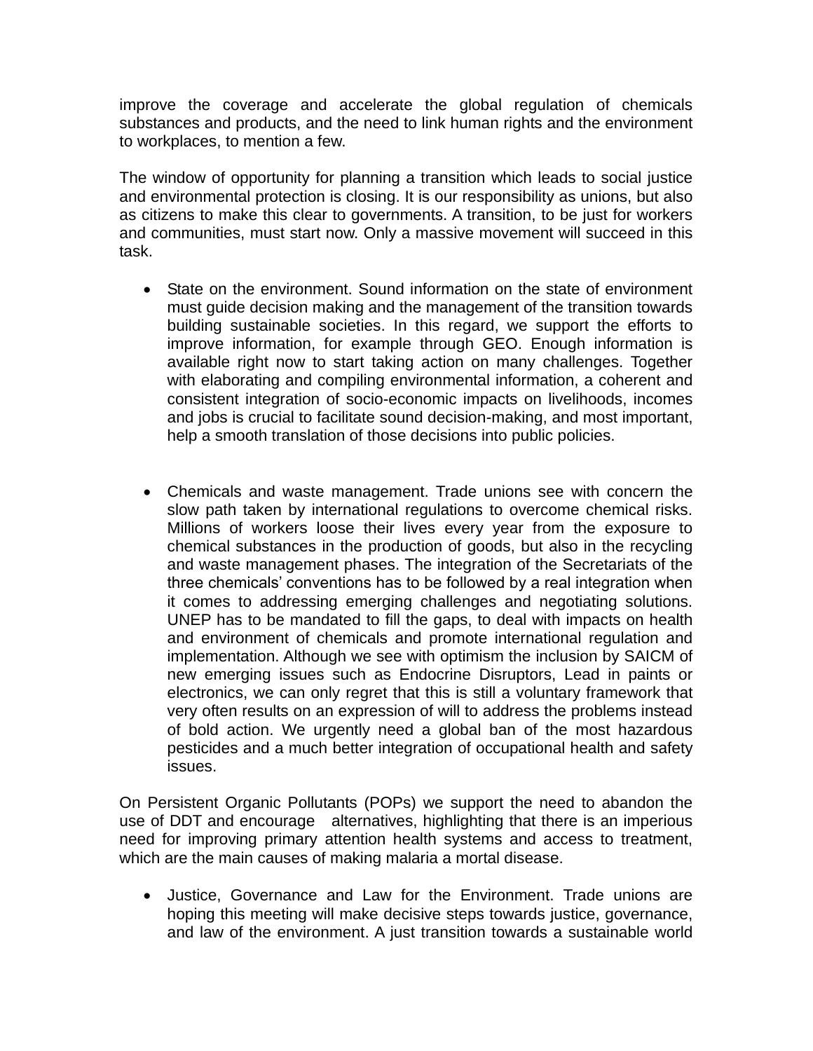improve the coverage and accelerate the global regulation of chemicals substances and products, and the need to link human rights and the environment to workplaces, to mention a few.

The window of opportunity for planning a transition which leads to social justice and environmental protection is closing. It is our responsibility as unions, but also as citizens to make this clear to governments. A transition, to be just for workers and communities, must start now. Only a massive movement will succeed in this task.

- State on the environment. Sound information on the state of environment must guide decision making and the management of the transition towards building sustainable societies. In this regard, we support the efforts to improve information, for example through GEO. Enough information is available right now to start taking action on many challenges. Together with elaborating and compiling environmental information, a coherent and consistent integration of socio-economic impacts on livelihoods, incomes and jobs is crucial to facilitate sound decision-making, and most important, help a smooth translation of those decisions into public policies.

- Chemicals and waste management. Trade unions see with concern the slow path taken by international regulations to overcome chemical risks. Millions of workers loose their lives every year from the exposure to chemical substances in the production of goods, but also in the recycling and waste management phases. The integration of the Secretariats of the three chemicals' conventions has to be followed by a real integration when it comes to addressing emerging challenges and negotiating solutions. UNEP has to be mandated to fill the gaps, to deal with impacts on health and environment of chemicals and promote international regulation and implementation. Although we see with optimism the inclusion by SAICM of new emerging issues such as Endocrine Disruptors, Lead in paints or electronics, we can only regret that this is still a voluntary framework that very often results on an expression of will to address the problems instead of bold action. We urgently need a global ban of the most hazardous pesticides and a much better integration of occupational health and safety issues.

On Persistent Organic Pollutants (POPs) we support the need to abandon the use of DDT and encourage alternatives, highlighting that there is an imperious need for improving primary attention health systems and access to treatment, which are the main causes of making malaria a mortal disease.

- Justice, Governance and Law for the Environment. Trade unions are hoping this meeting will make decisive steps towards justice, governance, and law of the environment. A just transition towards a sustainable world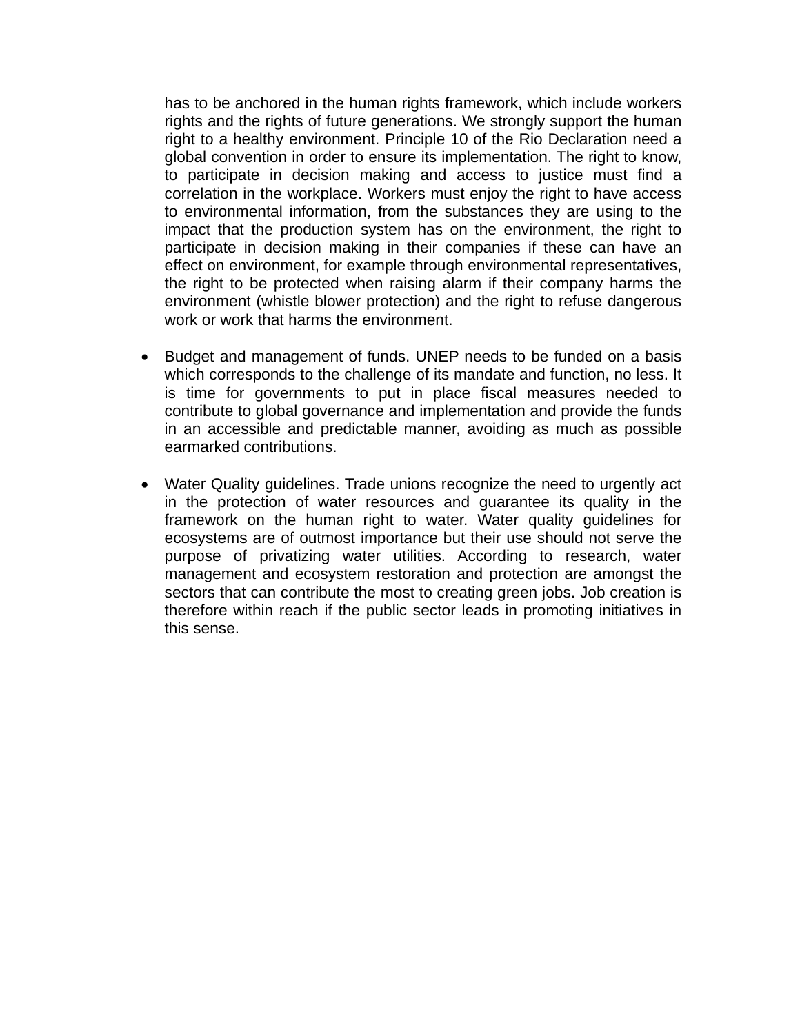has to be anchored in the human rights framework, which include workers rights and the rights of future generations. We strongly support the human right to a healthy environment. Principle 10 of the Rio Declaration need a global convention in order to ensure its implementation. The right to know, to participate in decision making and access to justice must find a correlation in the workplace. Workers must enjoy the right to have access to environmental information, from the substances they are using to the impact that the production system has on the environment, the right to participate in decision making in their companies if these can have an effect on environment, for example through environmental representatives, the right to be protected when raising alarm if their company harms the environment (whistle blower protection) and the right to refuse dangerous work or work that harms the environment.

- Budget and management of funds. UNEP needs to be funded on a basis which corresponds to the challenge of its mandate and function, no less. It is time for governments to put in place fiscal measures needed to contribute to global governance and implementation and provide the funds in an accessible and predictable manner, avoiding as much as possible earmarked contributions.

- Water Quality guidelines. Trade unions recognize the need to urgently act in the protection of water resources and guarantee its quality in the framework on the human right to water. Water quality guidelines for ecosystems are of outmost importance but their use should not serve the purpose of privatizing water utilities. According to research, water management and ecosystem restoration and protection are amongst the sectors that can contribute the most to creating green jobs. Job creation is therefore within reach if the public sector leads in promoting initiatives in this sense.